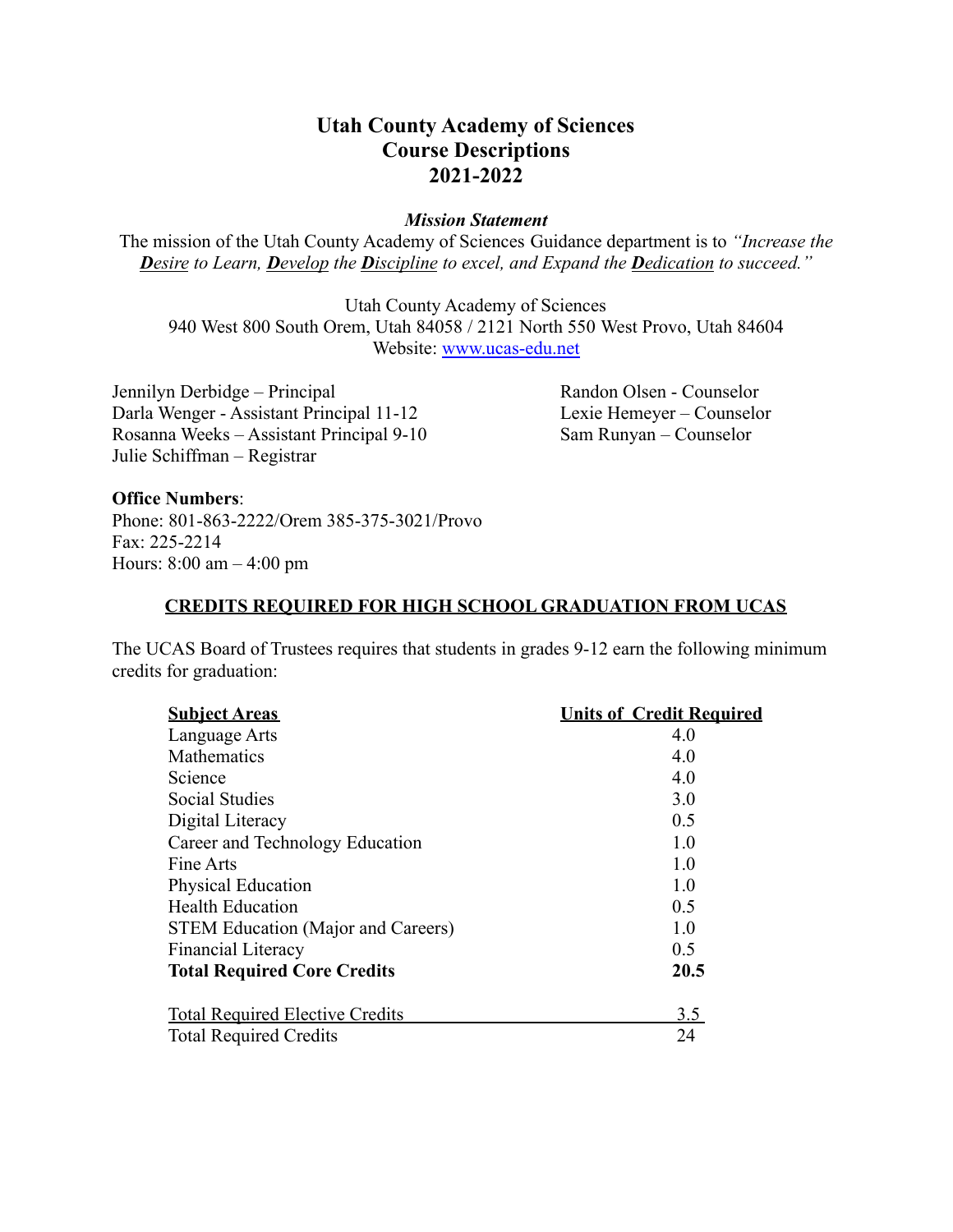# Utah County Academy of Sciences
# Course Descriptions
# 2021-2022

***Mission Statement***

The mission of the Utah County Academy of Sciences Guidance department is to *"Increase the **D**esire to Learn, **D**evelop the **D**iscipline to excel, and Expand the **D**edication to succeed."*

Utah County Academy of Sciences
940 West 800 South Orem, Utah 84058 / 2121 North 550 West Provo, Utah 84604
Website: www.ucas-edu.net

Jennilyn Derbidge – Principal
Darla Wenger - Assistant Principal 11-12
Rosanna Weeks – Assistant Principal 9-10
Julie Schiffman – Registrar

Randon Olsen - Counselor
Lexie Hemeyer – Counselor
Sam Runyan – Counselor

**Office Numbers**:
Phone: 801-863-2222/Orem 385-375-3021/Provo
Fax: 225-2214
Hours: 8:00 am – 4:00 pm

## CREDITS REQUIRED FOR HIGH SCHOOL GRADUATION FROM UCAS

The UCAS Board of Trustees requires that students in grades 9-12 earn the following minimum credits for graduation:

| Subject Areas | Units of Credit Required |
|---|---|
| Language Arts | 4.0 |
| Mathematics | 4.0 |
| Science | 4.0 |
| Social Studies | 3.0 |
| Digital Literacy | 0.5 |
| Career and Technology Education | 1.0 |
| Fine Arts | 1.0 |
| Physical Education | 1.0 |
| Health Education | 0.5 |
| STEM Education (Major and Careers) | 1.0 |
| Financial Literacy | 0.5 |
| **Total Required Core Credits** | **20.5** |
| Total Required Elective Credits | 3.5 |
| Total Required Credits | 24 |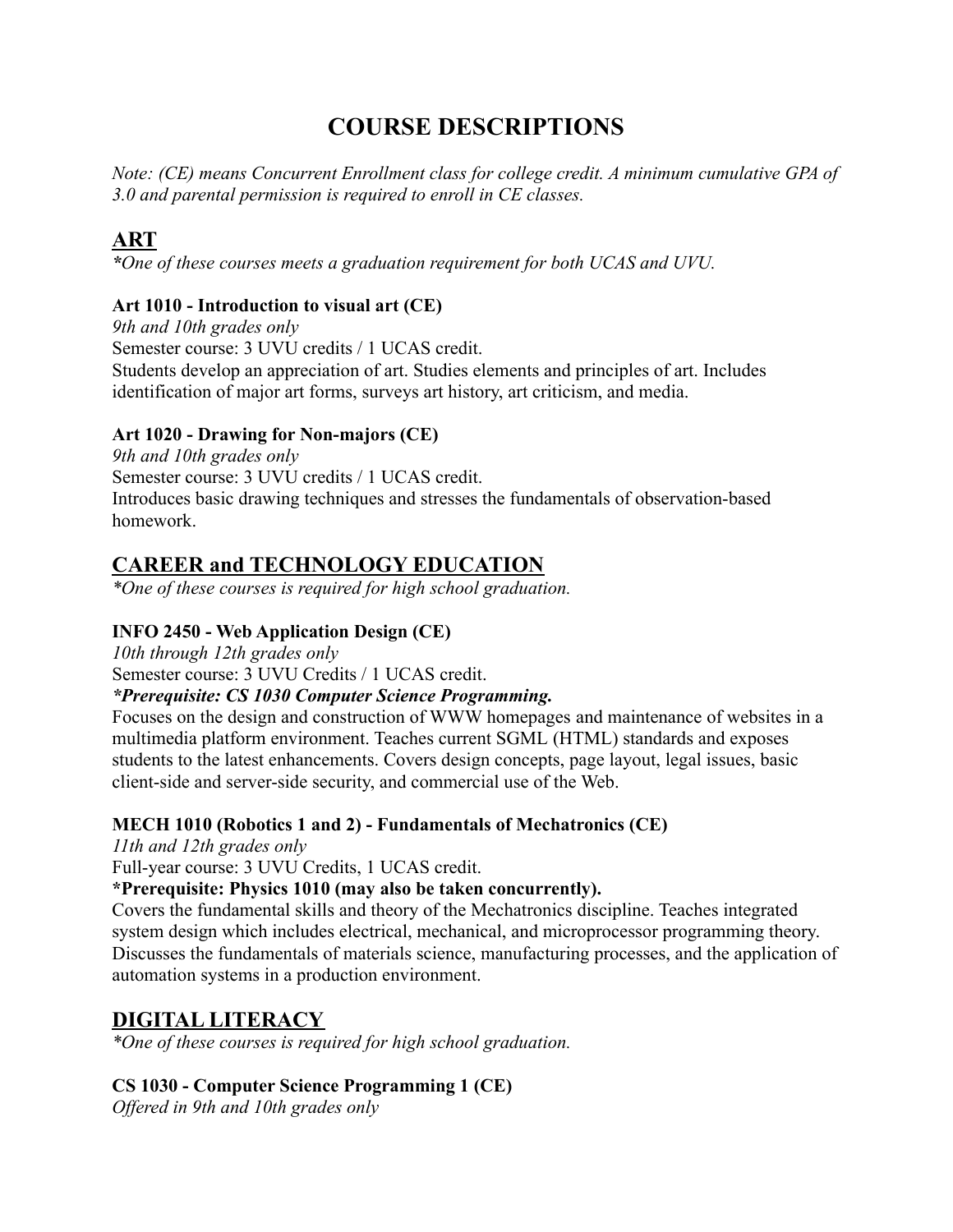# COURSE DESCRIPTIONS

*Note: (CE) means Concurrent Enrollment class for college credit. A minimum cumulative GPA of 3.0 and parental permission is required to enroll in CE classes.*

## ART

***One of these courses meets a graduation requirement for both UCAS and UVU.***

### Art 1010 - Introduction to visual art (CE)

*9th and 10th grades only*

Semester course: 3 UVU credits / 1 UCAS credit.

Students develop an appreciation of art. Studies elements and principles of art. Includes identification of major art forms, surveys art history, art criticism, and media.

### Art 1020 - Drawing for Non-majors (CE)

*9th and 10th grades only*

Semester course: 3 UVU credits / 1 UCAS credit.

Introduces basic drawing techniques and stresses the fundamentals of observation-based homework.

## CAREER and TECHNOLOGY EDUCATION

*\*One of these courses is required for high school graduation.*

### INFO 2450 - Web Application Design (CE)

*10th through 12th grades only*

Semester course: 3 UVU Credits / 1 UCAS credit.

***Prerequisite: CS 1030 Computer Science Programming.***

Focuses on the design and construction of WWW homepages and maintenance of websites in a multimedia platform environment. Teaches current SGML (HTML) standards and exposes students to the latest enhancements. Covers design concepts, page layout, legal issues, basic client-side and server-side security, and commercial use of the Web.

### MECH 1010 (Robotics 1 and 2) - Fundamentals of Mechatronics (CE)

*11th and 12th grades only*

Full-year course: 3 UVU Credits, 1 UCAS credit.

**\*Prerequisite: Physics 1010 (may also be taken concurrently).**

Covers the fundamental skills and theory of the Mechatronics discipline. Teaches integrated system design which includes electrical, mechanical, and microprocessor programming theory. Discusses the fundamentals of materials science, manufacturing processes, and the application of automation systems in a production environment.

## DIGITAL LITERACY

*\*One of these courses is required for high school graduation.*

### CS 1030 - Computer Science Programming 1 (CE)

*Offered in 9th and 10th grades only*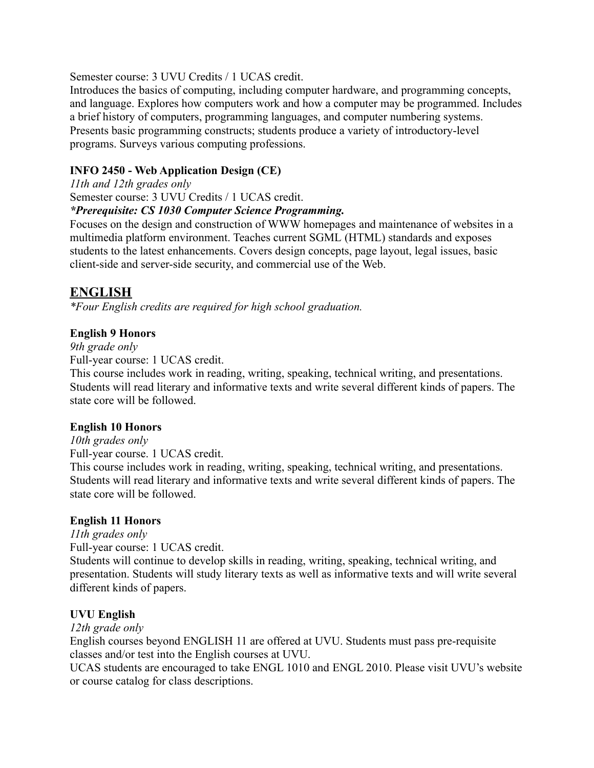Semester course: 3 UVU Credits / 1 UCAS credit.
Introduces the basics of computing, including computer hardware, and programming concepts, and language. Explores how computers work and how a computer may be programmed. Includes a brief history of computers, programming languages, and computer numbering systems. Presents basic programming constructs; students produce a variety of introductory-level programs. Surveys various computing professions.

**INFO 2450 - Web Application Design (CE)**
*11th and 12th grades only*
Semester course: 3 UVU Credits / 1 UCAS credit.
***Prerequisite: CS 1030 Computer Science Programming.***
Focuses on the design and construction of WWW homepages and maintenance of websites in a multimedia platform environment. Teaches current SGML (HTML) standards and exposes students to the latest enhancements. Covers design concepts, page layout, legal issues, basic client-side and server-side security, and commercial use of the Web.

## ENGLISH

*\*Four English credits are required for high school graduation.*

**English 9 Honors**
*9th grade only*
Full-year course: 1 UCAS credit.
This course includes work in reading, writing, speaking, technical writing, and presentations. Students will read literary and informative texts and write several different kinds of papers. The state core will be followed.

**English 10 Honors**
*10th grades only*
Full-year course. 1 UCAS credit.
This course includes work in reading, writing, speaking, technical writing, and presentations. Students will read literary and informative texts and write several different kinds of papers. The state core will be followed.

**English 11 Honors**
*11th grades only*
Full-year course: 1 UCAS credit.
Students will continue to develop skills in reading, writing, speaking, technical writing, and presentation. Students will study literary texts as well as informative texts and will write several different kinds of papers.

**UVU English**
*12th grade only*
English courses beyond ENGLISH 11 are offered at UVU. Students must pass pre-requisite classes and/or test into the English courses at UVU.
UCAS students are encouraged to take ENGL 1010 and ENGL 2010. Please visit UVU's website or course catalog for class descriptions.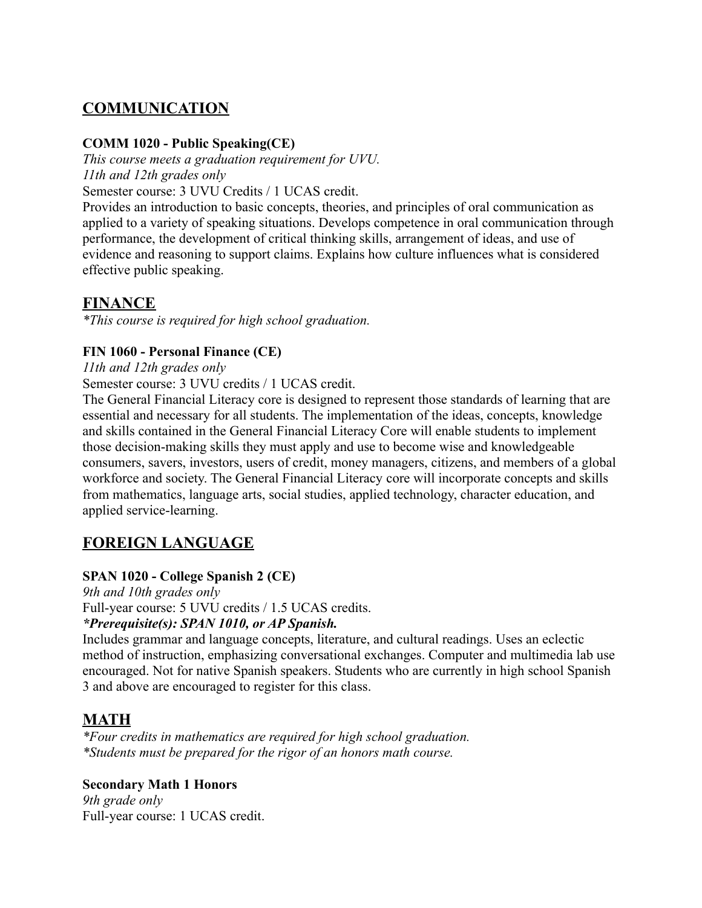## COMMUNICATION

### COMM 1020 - Public Speaking(CE)

*This course meets a graduation requirement for UVU.*
*11th and 12th grades only*
Semester course: 3 UVU Credits / 1 UCAS credit.
Provides an introduction to basic concepts, theories, and principles of oral communication as applied to a variety of speaking situations. Develops competence in oral communication through performance, the development of critical thinking skills, arrangement of ideas, and use of evidence and reasoning to support claims. Explains how culture influences what is considered effective public speaking.

## FINANCE

*\*This course is required for high school graduation.*

### FIN 1060 - Personal Finance (CE)

*11th and 12th grades only*
Semester course: 3 UVU credits / 1 UCAS credit.
The General Financial Literacy core is designed to represent those standards of learning that are essential and necessary for all students. The implementation of the ideas, concepts, knowledge and skills contained in the General Financial Literacy Core will enable students to implement those decision-making skills they must apply and use to become wise and knowledgeable consumers, savers, investors, users of credit, money managers, citizens, and members of a global workforce and society. The General Financial Literacy core will incorporate concepts and skills from mathematics, language arts, social studies, applied technology, character education, and applied service-learning.

## FOREIGN LANGUAGE

### SPAN 1020 - College Spanish 2 (CE)

*9th and 10th grades only*
Full-year course: 5 UVU credits / 1.5 UCAS credits.
***\*Prerequisite(s): SPAN 1010, or AP Spanish.***
Includes grammar and language concepts, literature, and cultural readings. Uses an eclectic method of instruction, emphasizing conversational exchanges. Computer and multimedia lab use encouraged. Not for native Spanish speakers. Students who are currently in high school Spanish 3 and above are encouraged to register for this class.

## MATH

*\*Four credits in mathematics are required for high school graduation.*
*\*Students must be prepared for the rigor of an honors math course.*

### Secondary Math 1 Honors

*9th grade only*
Full-year course: 1 UCAS credit.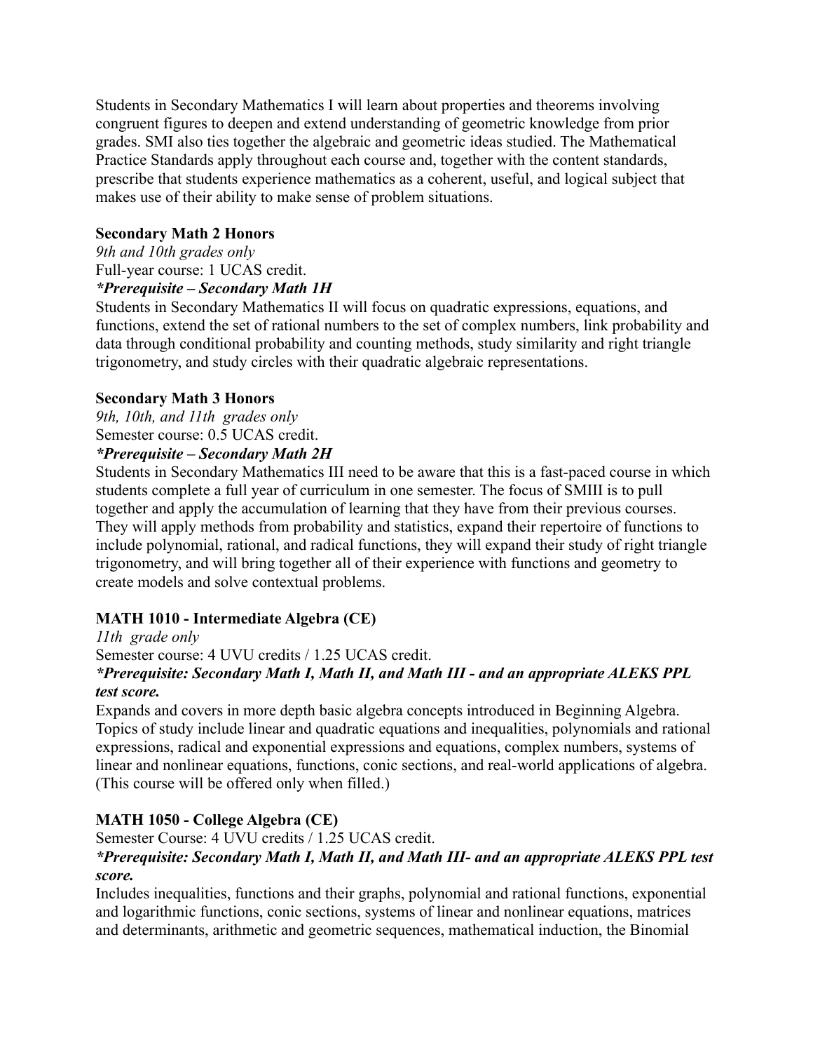Students in Secondary Mathematics I will learn about properties and theorems involving congruent figures to deepen and extend understanding of geometric knowledge from prior grades. SMI also ties together the algebraic and geometric ideas studied. The Mathematical Practice Standards apply throughout each course and, together with the content standards, prescribe that students experience mathematics as a coherent, useful, and logical subject that makes use of their ability to make sense of problem situations.

**Secondary Math 2 Honors**

*9th and 10th grades only*

Full-year course: 1 UCAS credit.

***Prerequisite – Secondary Math 1H***

Students in Secondary Mathematics II will focus on quadratic expressions, equations, and functions, extend the set of rational numbers to the set of complex numbers, link probability and data through conditional probability and counting methods, study similarity and right triangle trigonometry, and study circles with their quadratic algebraic representations.

**Secondary Math 3 Honors**

*9th, 10th, and 11th grades only*

Semester course: 0.5 UCAS credit.

***Prerequisite – Secondary Math 2H***

Students in Secondary Mathematics III need to be aware that this is a fast-paced course in which students complete a full year of curriculum in one semester. The focus of SMIII is to pull together and apply the accumulation of learning that they have from their previous courses. They will apply methods from probability and statistics, expand their repertoire of functions to include polynomial, rational, and radical functions, they will expand their study of right triangle trigonometry, and will bring together all of their experience with functions and geometry to create models and solve contextual problems.

**MATH 1010 - Intermediate Algebra (CE)**

*11th grade only*

Semester course: 4 UVU credits / 1.25 UCAS credit.

***Prerequisite: Secondary Math I, Math II, and Math III - and an appropriate ALEKS PPL test score.***

Expands and covers in more depth basic algebra concepts introduced in Beginning Algebra. Topics of study include linear and quadratic equations and inequalities, polynomials and rational expressions, radical and exponential expressions and equations, complex numbers, systems of linear and nonlinear equations, functions, conic sections, and real-world applications of algebra. (This course will be offered only when filled.)

**MATH 1050 - College Algebra (CE)**

Semester Course: 4 UVU credits / 1.25 UCAS credit.

***Prerequisite: Secondary Math I, Math II, and Math III- and an appropriate ALEKS PPL test score.***

Includes inequalities, functions and their graphs, polynomial and rational functions, exponential and logarithmic functions, conic sections, systems of linear and nonlinear equations, matrices and determinants, arithmetic and geometric sequences, mathematical induction, the Binomial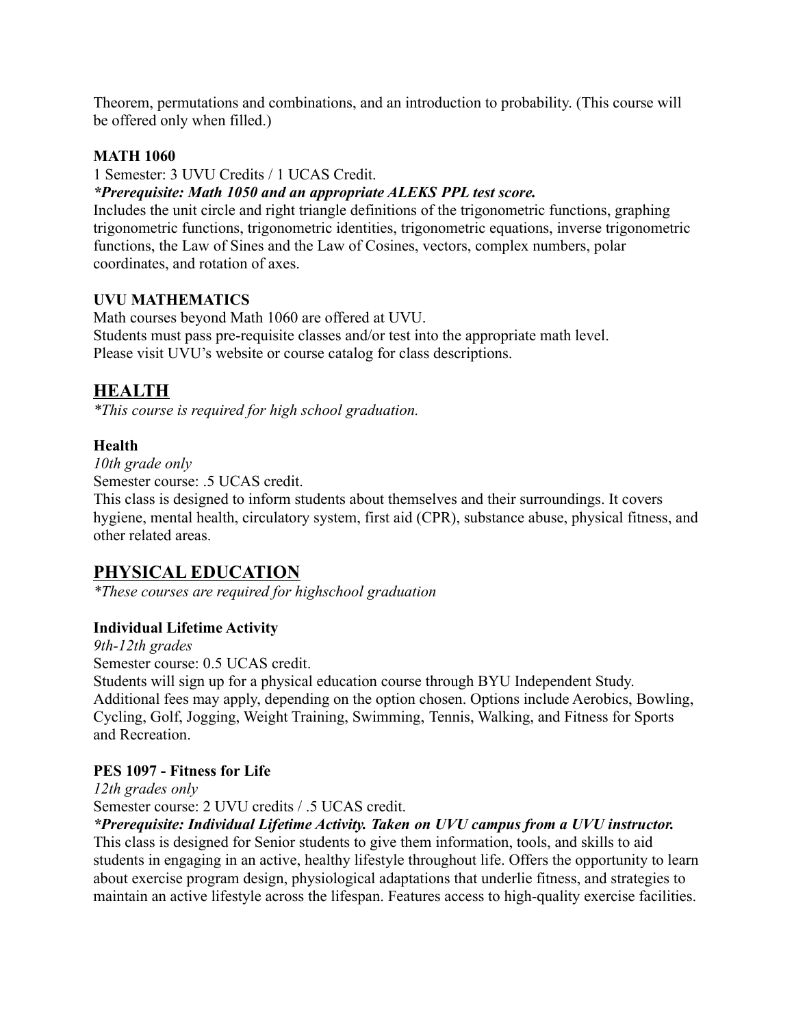Theorem, permutations and combinations, and an introduction to probability. (This course will be offered only when filled.)

**MATH 1060**

1 Semester: 3 UVU Credits / 1 UCAS Credit.

***Prerequisite: Math 1050 and an appropriate ALEKS PPL test score.***

Includes the unit circle and right triangle definitions of the trigonometric functions, graphing trigonometric functions, trigonometric identities, trigonometric equations, inverse trigonometric functions, the Law of Sines and the Law of Cosines, vectors, complex numbers, polar coordinates, and rotation of axes.

**UVU MATHEMATICS**

Math courses beyond Math 1060 are offered at UVU.
Students must pass pre-requisite classes and/or test into the appropriate math level.
Please visit UVU's website or course catalog for class descriptions.

## HEALTH

*This course is required for high school graduation.*

**Health**

*10th grade only*

Semester course: .5 UCAS credit.

This class is designed to inform students about themselves and their surroundings. It covers hygiene, mental health, circulatory system, first aid (CPR), substance abuse, physical fitness, and other related areas.

## PHYSICAL EDUCATION

*These courses are required for highschool graduation*

**Individual Lifetime Activity**

*9th-12th grades*

Semester course: 0.5 UCAS credit.

Students will sign up for a physical education course through BYU Independent Study. Additional fees may apply, depending on the option chosen. Options include Aerobics, Bowling, Cycling, Golf, Jogging, Weight Training, Swimming, Tennis, Walking, and Fitness for Sports and Recreation.

**PES 1097 - Fitness for Life**

*12th grades only*

Semester course: 2 UVU credits / .5 UCAS credit.

***Prerequisite: Individual Lifetime Activity. Taken on UVU campus from a UVU instructor.***

This class is designed for Senior students to give them information, tools, and skills to aid students in engaging in an active, healthy lifestyle throughout life. Offers the opportunity to learn about exercise program design, physiological adaptations that underlie fitness, and strategies to maintain an active lifestyle across the lifespan. Features access to high-quality exercise facilities.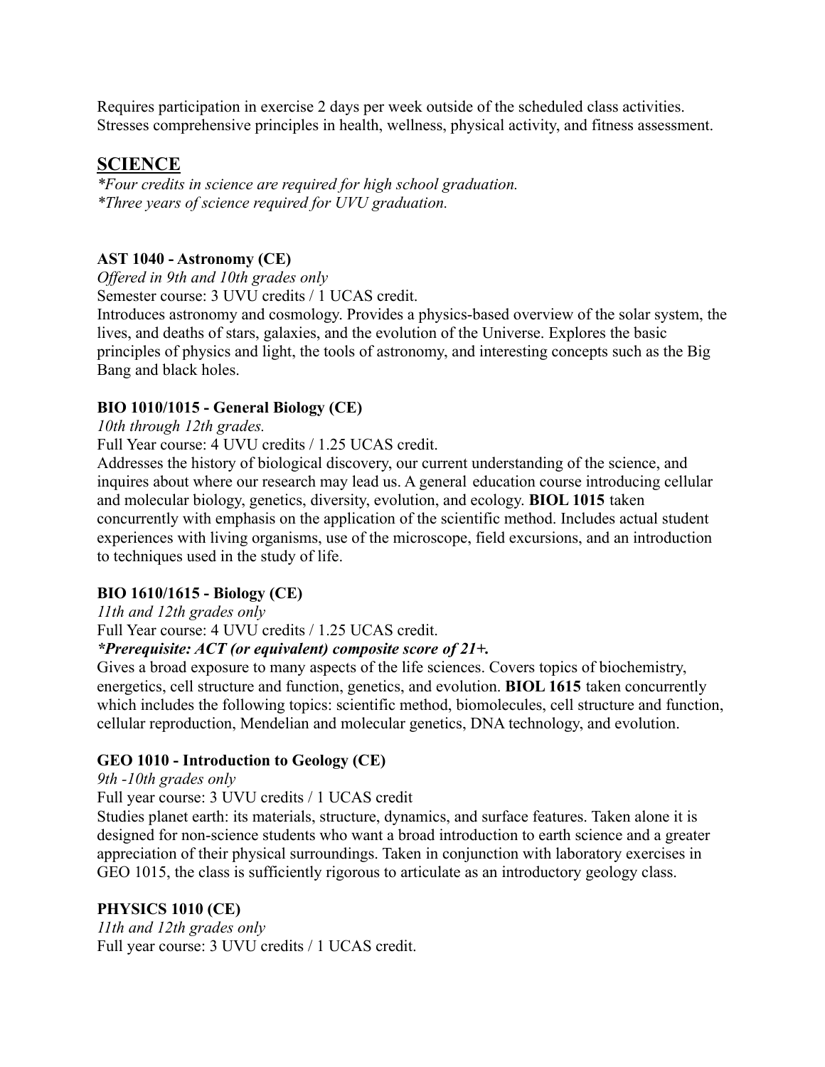Requires participation in exercise 2 days per week outside of the scheduled class activities. Stresses comprehensive principles in health, wellness, physical activity, and fitness assessment.

## SCIENCE

*\*Four credits in science are required for high school graduation.*
*\*Three years of science required for UVU graduation.*

**AST 1040 - Astronomy (CE)**

*Offered in 9th and 10th grades only*

Semester course: 3 UVU credits / 1 UCAS credit.

Introduces astronomy and cosmology. Provides a physics-based overview of the solar system, the lives, and deaths of stars, galaxies, and the evolution of the Universe. Explores the basic principles of physics and light, the tools of astronomy, and interesting concepts such as the Big Bang and black holes.

**BIO 1010/1015 - General Biology (CE)**

*10th through 12th grades.*

Full Year course: 4 UVU credits / 1.25 UCAS credit.

Addresses the history of biological discovery, our current understanding of the science, and inquires about where our research may lead us. A general education course introducing cellular and molecular biology, genetics, diversity, evolution, and ecology. **BIOL 1015** taken concurrently with emphasis on the application of the scientific method. Includes actual student experiences with living organisms, use of the microscope, field excursions, and an introduction to techniques used in the study of life.

**BIO 1610/1615 - Biology (CE)**

*11th and 12th grades only*

Full Year course: 4 UVU credits / 1.25 UCAS credit.

***\*Prerequisite: ACT (or equivalent) composite score of 21+.***

Gives a broad exposure to many aspects of the life sciences. Covers topics of biochemistry, energetics, cell structure and function, genetics, and evolution. **BIOL 1615** taken concurrently which includes the following topics: scientific method, biomolecules, cell structure and function, cellular reproduction, Mendelian and molecular genetics, DNA technology, and evolution.

**GEO 1010 - Introduction to Geology (CE)**

*9th -10th grades only*

Full year course: 3 UVU credits / 1 UCAS credit

Studies planet earth: its materials, structure, dynamics, and surface features. Taken alone it is designed for non-science students who want a broad introduction to earth science and a greater appreciation of their physical surroundings. Taken in conjunction with laboratory exercises in GEO 1015, the class is sufficiently rigorous to articulate as an introductory geology class.

**PHYSICS 1010 (CE)**

*11th and 12th grades only*

Full year course: 3 UVU credits / 1 UCAS credit.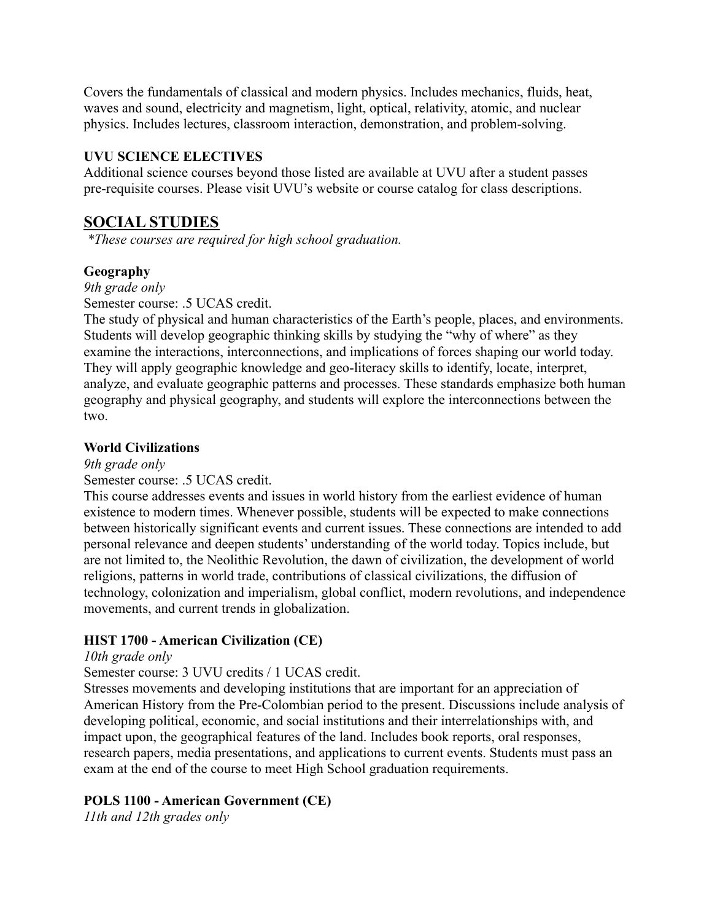Covers the fundamentals of classical and modern physics. Includes mechanics, fluids, heat, waves and sound, electricity and magnetism, light, optical, relativity, atomic, and nuclear physics. Includes lectures, classroom interaction, demonstration, and problem-solving.

**UVU SCIENCE ELECTIVES**

Additional science courses beyond those listed are available at UVU after a student passes pre-requisite courses. Please visit UVU's website or course catalog for class descriptions.

## SOCIAL STUDIES

*\*These courses are required for high school graduation.*

**Geography**

*9th grade only*

Semester course: .5 UCAS credit.

The study of physical and human characteristics of the Earth's people, places, and environments. Students will develop geographic thinking skills by studying the "why of where" as they examine the interactions, interconnections, and implications of forces shaping our world today. They will apply geographic knowledge and geo-literacy skills to identify, locate, interpret, analyze, and evaluate geographic patterns and processes. These standards emphasize both human geography and physical geography, and students will explore the interconnections between the two.

**World Civilizations**

*9th grade only*

Semester course: .5 UCAS credit.

This course addresses events and issues in world history from the earliest evidence of human existence to modern times. Whenever possible, students will be expected to make connections between historically significant events and current issues. These connections are intended to add personal relevance and deepen students' understanding of the world today. Topics include, but are not limited to, the Neolithic Revolution, the dawn of civilization, the development of world religions, patterns in world trade, contributions of classical civilizations, the diffusion of technology, colonization and imperialism, global conflict, modern revolutions, and independence movements, and current trends in globalization.

**HIST 1700 - American Civilization (CE)**

*10th grade only*

Semester course: 3 UVU credits / 1 UCAS credit.

Stresses movements and developing institutions that are important for an appreciation of American History from the Pre-Colombian period to the present. Discussions include analysis of developing political, economic, and social institutions and their interrelationships with, and impact upon, the geographical features of the land. Includes book reports, oral responses, research papers, media presentations, and applications to current events. Students must pass an exam at the end of the course to meet High School graduation requirements.

**POLS 1100 - American Government (CE)**

*11th and 12th grades only*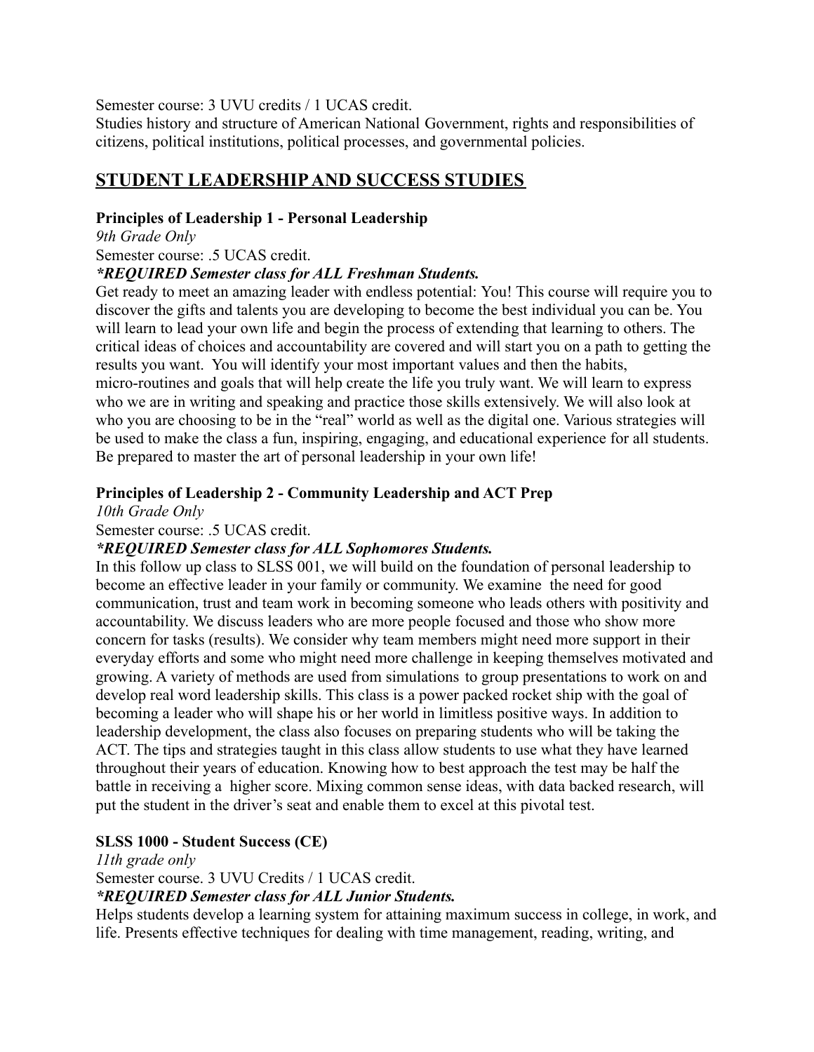Semester course: 3 UVU credits / 1 UCAS credit.

Studies history and structure of American National Government, rights and responsibilities of citizens, political institutions, political processes, and governmental policies.

## STUDENT LEADERSHIP AND SUCCESS STUDIES

**Principles of Leadership 1 - Personal Leadership**

*9th Grade Only*

Semester course: .5 UCAS credit.

***REQUIRED Semester class for ALL Freshman Students.***

Get ready to meet an amazing leader with endless potential: You! This course will require you to discover the gifts and talents you are developing to become the best individual you can be. You will learn to lead your own life and begin the process of extending that learning to others. The critical ideas of choices and accountability are covered and will start you on a path to getting the results you want. You will identify your most important values and then the habits, micro-routines and goals that will help create the life you truly want. We will learn to express who we are in writing and speaking and practice those skills extensively. We will also look at who you are choosing to be in the "real" world as well as the digital one. Various strategies will be used to make the class a fun, inspiring, engaging, and educational experience for all students. Be prepared to master the art of personal leadership in your own life!

**Principles of Leadership 2 - Community Leadership and ACT Prep**

*10th Grade Only*

Semester course: .5 UCAS credit.

***REQUIRED Semester class for ALL Sophomores Students.***

In this follow up class to SLSS 001, we will build on the foundation of personal leadership to become an effective leader in your family or community. We examine the need for good communication, trust and team work in becoming someone who leads others with positivity and accountability. We discuss leaders who are more people focused and those who show more concern for tasks (results). We consider why team members might need more support in their everyday efforts and some who might need more challenge in keeping themselves motivated and growing. A variety of methods are used from simulations to group presentations to work on and develop real word leadership skills. This class is a power packed rocket ship with the goal of becoming a leader who will shape his or her world in limitless positive ways. In addition to leadership development, the class also focuses on preparing students who will be taking the ACT. The tips and strategies taught in this class allow students to use what they have learned throughout their years of education. Knowing how to best approach the test may be half the battle in receiving a higher score. Mixing common sense ideas, with data backed research, will put the student in the driver's seat and enable them to excel at this pivotal test.

**SLSS 1000 - Student Success (CE)**

*11th grade only*

Semester course. 3 UVU Credits / 1 UCAS credit.

***REQUIRED Semester class for ALL Junior Students.***

Helps students develop a learning system for attaining maximum success in college, in work, and life. Presents effective techniques for dealing with time management, reading, writing, and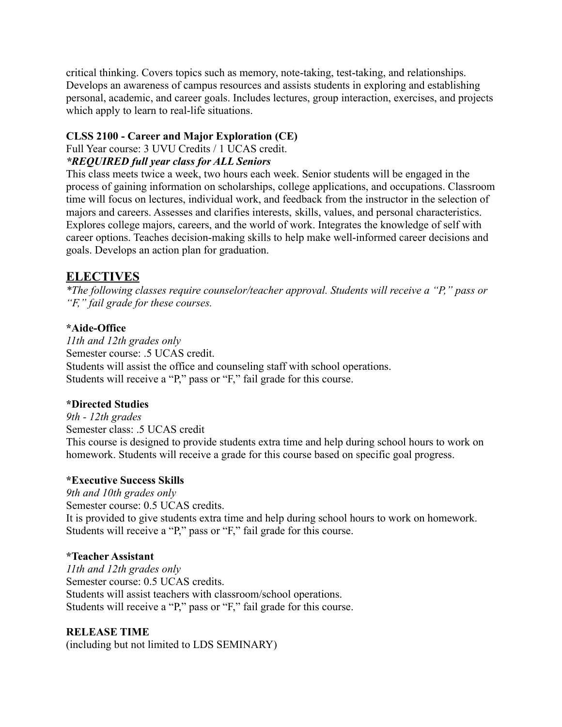critical thinking. Covers topics such as memory, note-taking, test-taking, and relationships. Develops an awareness of campus resources and assists students in exploring and establishing personal, academic, and career goals. Includes lectures, group interaction, exercises, and projects which apply to learn to real-life situations.

**CLSS 2100 - Career and Major Exploration (CE)**

Full Year course: 3 UVU Credits / 1 UCAS credit.

***REQUIRED full year class for ALL Seniors***

This class meets twice a week, two hours each week. Senior students will be engaged in the process of gaining information on scholarships, college applications, and occupations. Classroom time will focus on lectures, individual work, and feedback from the instructor in the selection of majors and careers. Assesses and clarifies interests, skills, values, and personal characteristics. Explores college majors, careers, and the world of work. Integrates the knowledge of self with career options. Teaches decision-making skills to help make well-informed career decisions and goals. Develops an action plan for graduation.

## ELECTIVES

*\*The following classes require counselor/teacher approval. Students will receive a "P," pass or "F," fail grade for these courses.*

**\*Aide-Office**

*11th and 12th grades only*

Semester course: .5 UCAS credit.

Students will assist the office and counseling staff with school operations.

Students will receive a "P," pass or "F," fail grade for this course.

**\*Directed Studies**

*9th - 12th grades*

Semester class: .5 UCAS credit

This course is designed to provide students extra time and help during school hours to work on homework. Students will receive a grade for this course based on specific goal progress.

**\*Executive Success Skills**

*9th and 10th grades only*

Semester course: 0.5 UCAS credits.

It is provided to give students extra time and help during school hours to work on homework. Students will receive a "P," pass or "F," fail grade for this course.

**\*Teacher Assistant**

*11th and 12th grades only*

Semester course: 0.5 UCAS credits.

Students will assist teachers with classroom/school operations.

Students will receive a "P," pass or "F," fail grade for this course.

**RELEASE TIME**

(including but not limited to LDS SEMINARY)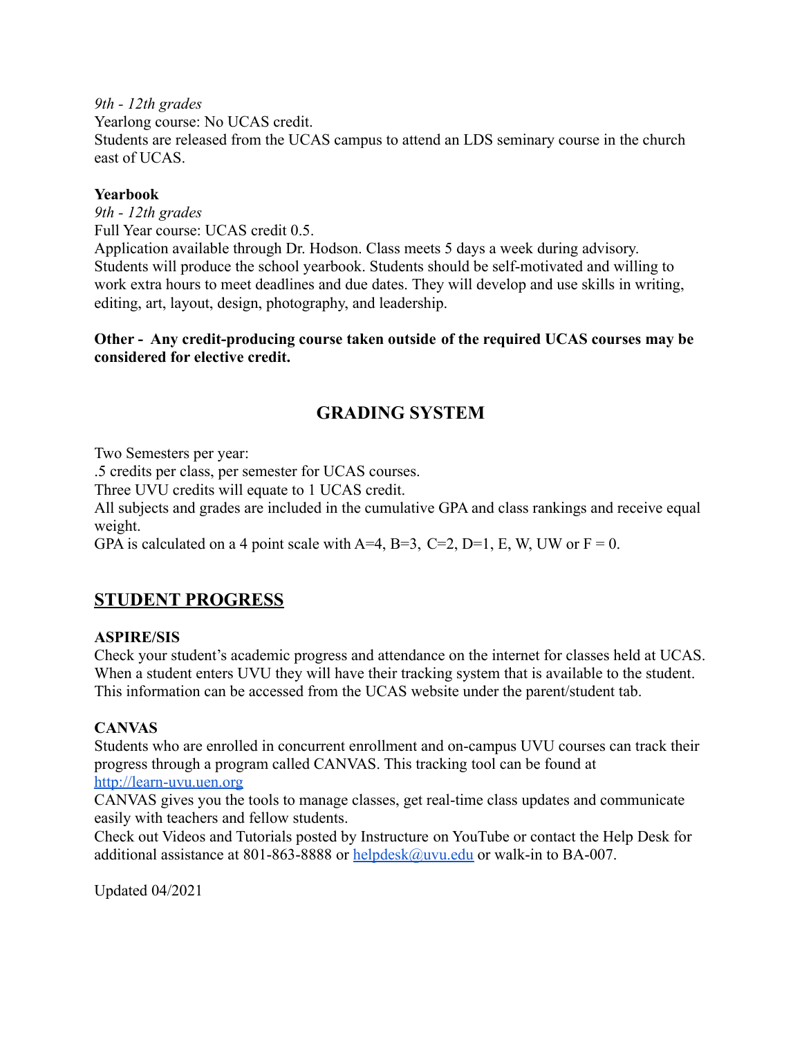*9th - 12th grades*
Yearlong course: No UCAS credit.
Students are released from the UCAS campus to attend an LDS seminary course in the church east of UCAS.

**Yearbook**
*9th - 12th grades*
Full Year course: UCAS credit 0.5.
Application available through Dr. Hodson. Class meets 5 days a week during advisory. Students will produce the school yearbook. Students should be self-motivated and willing to work extra hours to meet deadlines and due dates. They will develop and use skills in writing, editing, art, layout, design, photography, and leadership.

**Other - Any credit-producing course taken outside of the required UCAS courses may be considered for elective credit.**

## GRADING SYSTEM

Two Semesters per year:
.5 credits per class, per semester for UCAS courses.
Three UVU credits will equate to 1 UCAS credit.
All subjects and grades are included in the cumulative GPA and class rankings and receive equal weight.
GPA is calculated on a 4 point scale with A=4, B=3, C=2, D=1, E, W, UW or F = 0.

## STUDENT PROGRESS

**ASPIRE/SIS**
Check your student's academic progress and attendance on the internet for classes held at UCAS. When a student enters UVU they will have their tracking system that is available to the student. This information can be accessed from the UCAS website under the parent/student tab.

**CANVAS**
Students who are enrolled in concurrent enrollment and on-campus UVU courses can track their progress through a program called CANVAS. This tracking tool can be found at [http://learn-uvu.uen.org](http://learn-uvu.uen.org)
CANVAS gives you the tools to manage classes, get real-time class updates and communicate easily with teachers and fellow students.
Check out Videos and Tutorials posted by Instructure on YouTube or contact the Help Desk for additional assistance at 801-863-8888 or [helpdesk@uvu.edu](mailto:helpdesk@uvu.edu) or walk-in to BA-007.

Updated 04/2021